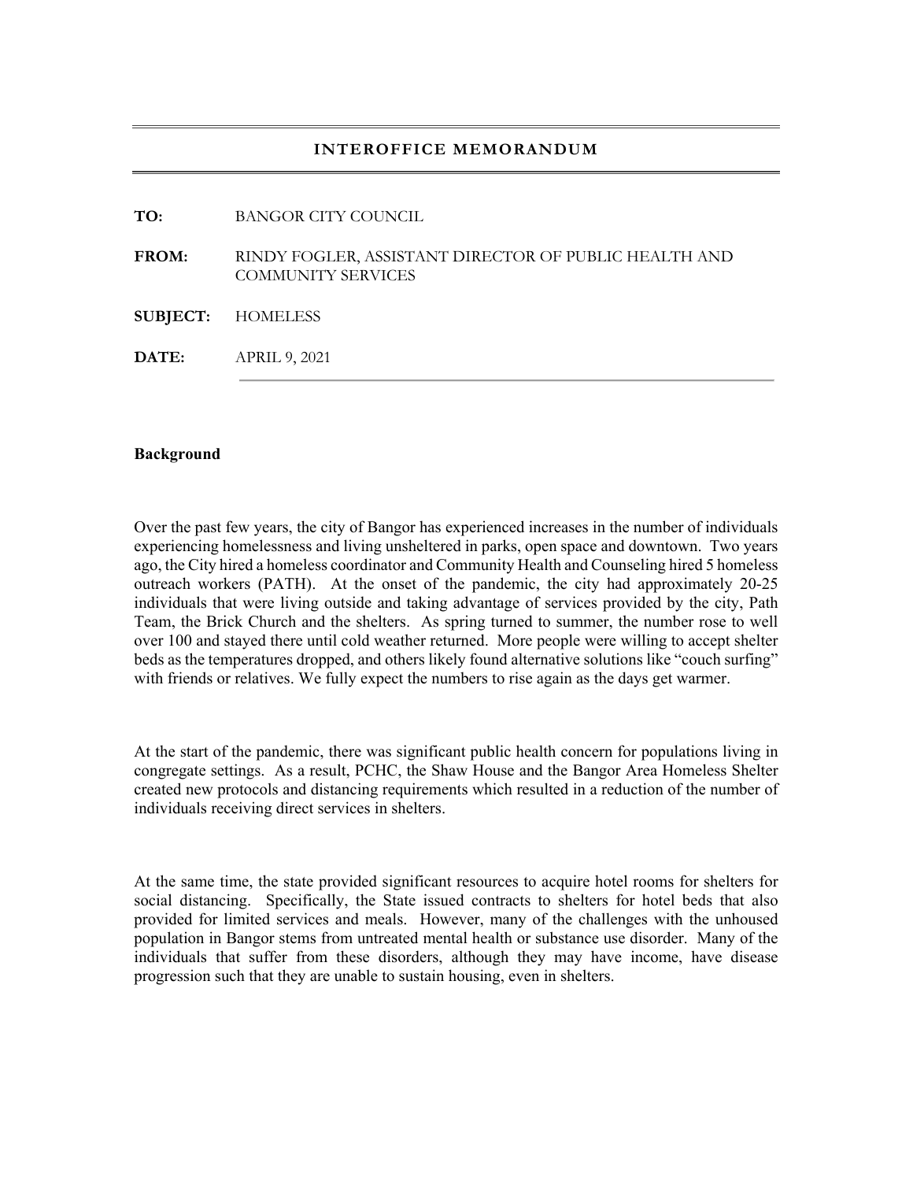## INTEROFFICE MEMORANDUM

**TO:** BANGOR CITY COUNCIL

**FROM:** RINDY FOGLER, ASSISTANT DIRECTOR OF PUBLIC HEALTH AND COMMUNITY SERVICES

**SUBJECT:** HOMELESS

**DATE:** APRIL 9, 2021

---

**Background**

Over the past few years, the city of Bangor has experienced increases in the number of individuals experiencing homelessness and living unsheltered in parks, open space and downtown. Two years ago, the City hired a homeless coordinator and Community Health and Counseling hired 5 homeless outreach workers (PATH). At the onset of the pandemic, the city had approximately 20-25 individuals that were living outside and taking advantage of services provided by the city, Path Team, the Brick Church and the shelters. As spring turned to summer, the number rose to well over 100 and stayed there until cold weather returned. More people were willing to accept shelter beds as the temperatures dropped, and others likely found alternative solutions like "couch surfing" with friends or relatives. We fully expect the numbers to rise again as the days get warmer.

At the start of the pandemic, there was significant public health concern for populations living in congregate settings. As a result, PCHC, the Shaw House and the Bangor Area Homeless Shelter created new protocols and distancing requirements which resulted in a reduction of the number of individuals receiving direct services in shelters.

At the same time, the state provided significant resources to acquire hotel rooms for shelters for social distancing. Specifically, the State issued contracts to shelters for hotel beds that also provided for limited services and meals. However, many of the challenges with the unhoused population in Bangor stems from untreated mental health or substance use disorder. Many of the individuals that suffer from these disorders, although they may have income, have disease progression such that they are unable to sustain housing, even in shelters.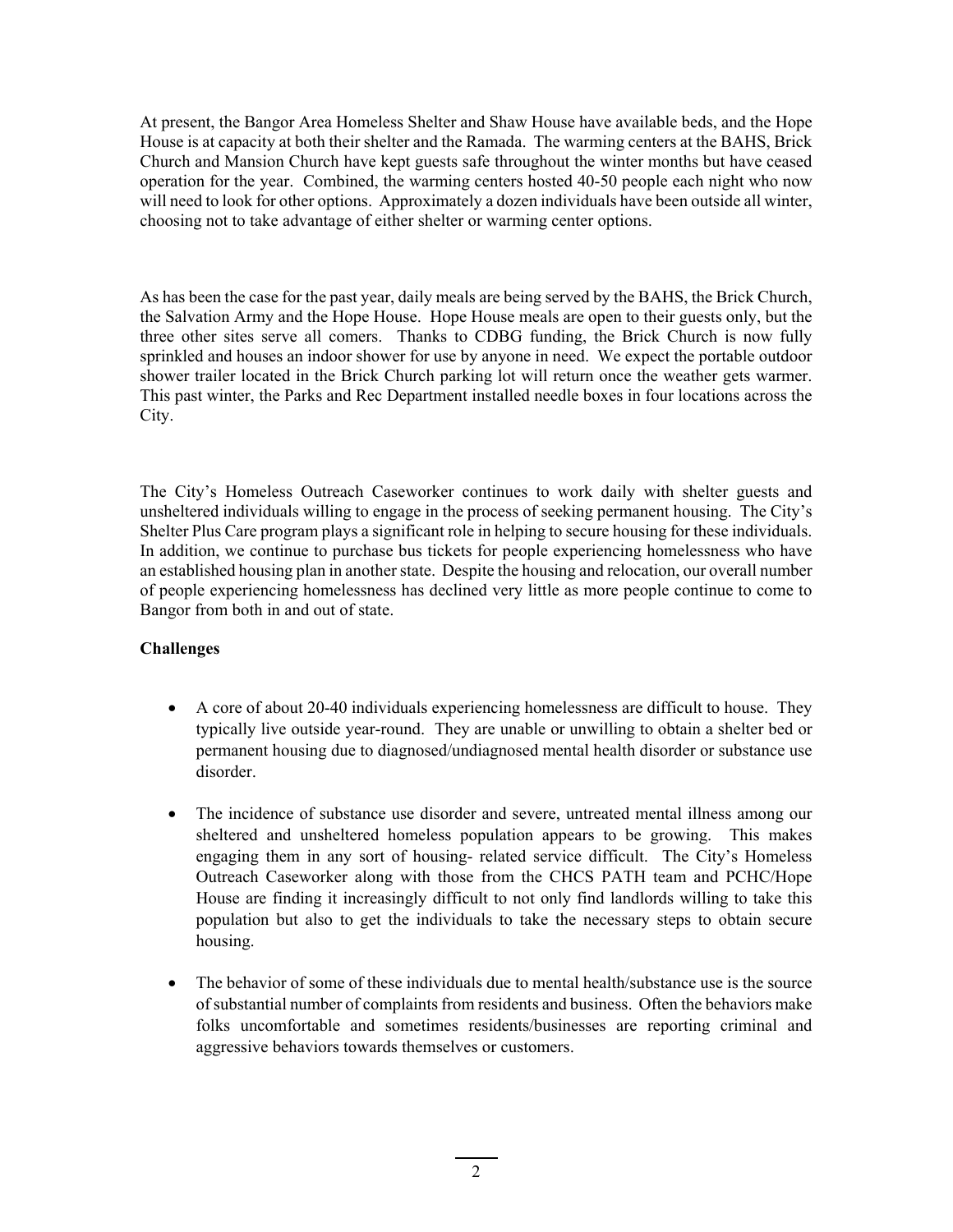At present, the Bangor Area Homeless Shelter and Shaw House have available beds, and the Hope House is at capacity at both their shelter and the Ramada. The warming centers at the BAHS, Brick Church and Mansion Church have kept guests safe throughout the winter months but have ceased operation for the year. Combined, the warming centers hosted 40-50 people each night who now will need to look for other options. Approximately a dozen individuals have been outside all winter, choosing not to take advantage of either shelter or warming center options.

As has been the case for the past year, daily meals are being served by the BAHS, the Brick Church, the Salvation Army and the Hope House. Hope House meals are open to their guests only, but the three other sites serve all comers. Thanks to CDBG funding, the Brick Church is now fully sprinkled and houses an indoor shower for use by anyone in need. We expect the portable outdoor shower trailer located in the Brick Church parking lot will return once the weather gets warmer. This past winter, the Parks and Rec Department installed needle boxes in four locations across the City.

The City's Homeless Outreach Caseworker continues to work daily with shelter guests and unsheltered individuals willing to engage in the process of seeking permanent housing. The City's Shelter Plus Care program plays a significant role in helping to secure housing for these individuals. In addition, we continue to purchase bus tickets for people experiencing homelessness who have an established housing plan in another state. Despite the housing and relocation, our overall number of people experiencing homelessness has declined very little as more people continue to come to Bangor from both in and out of state.

**Challenges**

- A core of about 20-40 individuals experiencing homelessness are difficult to house. They typically live outside year-round. They are unable or unwilling to obtain a shelter bed or permanent housing due to diagnosed/undiagnosed mental health disorder or substance use disorder.

- The incidence of substance use disorder and severe, untreated mental illness among our sheltered and unsheltered homeless population appears to be growing. This makes engaging them in any sort of housing- related service difficult. The City's Homeless Outreach Caseworker along with those from the CHCS PATH team and PCHC/Hope House are finding it increasingly difficult to not only find landlords willing to take this population but also to get the individuals to take the necessary steps to obtain secure housing.

- The behavior of some of these individuals due to mental health/substance use is the source of substantial number of complaints from residents and business. Often the behaviors make folks uncomfortable and sometimes residents/businesses are reporting criminal and aggressive behaviors towards themselves or customers.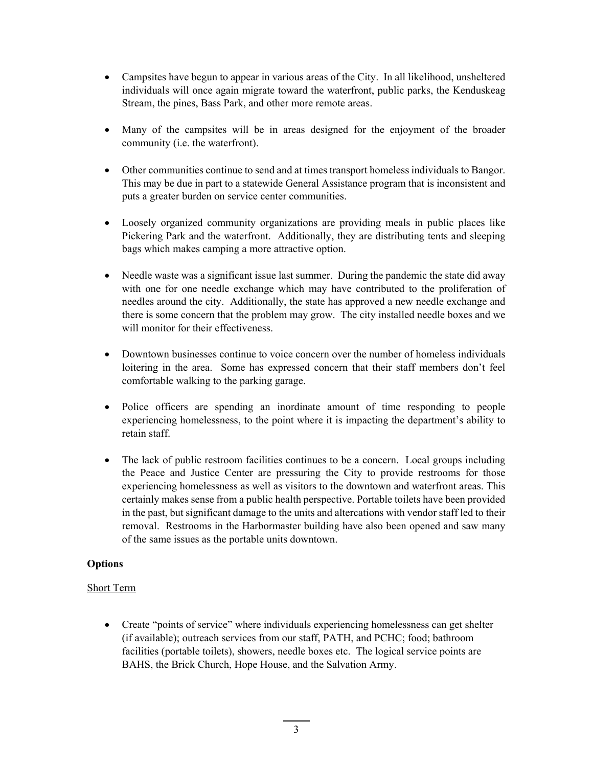- Campsites have begun to appear in various areas of the City. In all likelihood, unsheltered individuals will once again migrate toward the waterfront, public parks, the Kenduskeag Stream, the pines, Bass Park, and other more remote areas.

- Many of the campsites will be in areas designed for the enjoyment of the broader community (i.e. the waterfront).

- Other communities continue to send and at times transport homeless individuals to Bangor. This may be due in part to a statewide General Assistance program that is inconsistent and puts a greater burden on service center communities.

- Loosely organized community organizations are providing meals in public places like Pickering Park and the waterfront. Additionally, they are distributing tents and sleeping bags which makes camping a more attractive option.

- Needle waste was a significant issue last summer. During the pandemic the state did away with one for one needle exchange which may have contributed to the proliferation of needles around the city. Additionally, the state has approved a new needle exchange and there is some concern that the problem may grow. The city installed needle boxes and we will monitor for their effectiveness.

- Downtown businesses continue to voice concern over the number of homeless individuals loitering in the area. Some has expressed concern that their staff members don't feel comfortable walking to the parking garage.

- Police officers are spending an inordinate amount of time responding to people experiencing homelessness, to the point where it is impacting the department's ability to retain staff.

- The lack of public restroom facilities continues to be a concern. Local groups including the Peace and Justice Center are pressuring the City to provide restrooms for those experiencing homelessness as well as visitors to the downtown and waterfront areas. This certainly makes sense from a public health perspective. Portable toilets have been provided in the past, but significant damage to the units and altercations with vendor staff led to their removal. Restrooms in the Harbormaster building have also been opened and saw many of the same issues as the portable units downtown.

**Options**

Short Term

- Create "points of service" where individuals experiencing homelessness can get shelter (if available); outreach services from our staff, PATH, and PCHC; food; bathroom facilities (portable toilets), showers, needle boxes etc. The logical service points are BAHS, the Brick Church, Hope House, and the Salvation Army.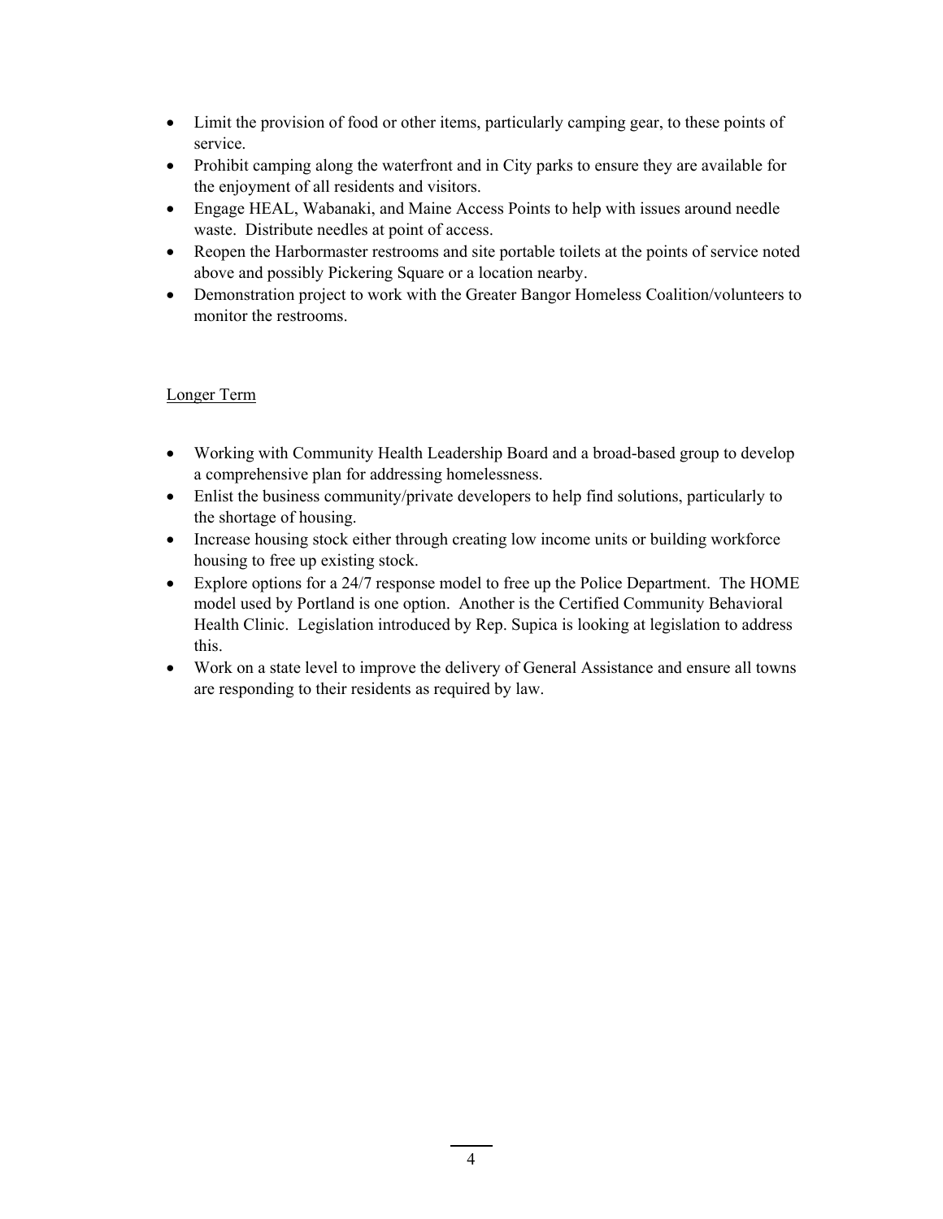- Limit the provision of food or other items, particularly camping gear, to these points of service.
- Prohibit camping along the waterfront and in City parks to ensure they are available for the enjoyment of all residents and visitors.
- Engage HEAL, Wabanaki, and Maine Access Points to help with issues around needle waste. Distribute needles at point of access.
- Reopen the Harbormaster restrooms and site portable toilets at the points of service noted above and possibly Pickering Square or a location nearby.
- Demonstration project to work with the Greater Bangor Homeless Coalition/volunteers to monitor the restrooms.

Longer Term

- Working with Community Health Leadership Board and a broad-based group to develop a comprehensive plan for addressing homelessness.
- Enlist the business community/private developers to help find solutions, particularly to the shortage of housing.
- Increase housing stock either through creating low income units or building workforce housing to free up existing stock.
- Explore options for a 24/7 response model to free up the Police Department. The HOME model used by Portland is one option. Another is the Certified Community Behavioral Health Clinic. Legislation introduced by Rep. Supica is looking at legislation to address this.
- Work on a state level to improve the delivery of General Assistance and ensure all towns are responding to their residents as required by law.